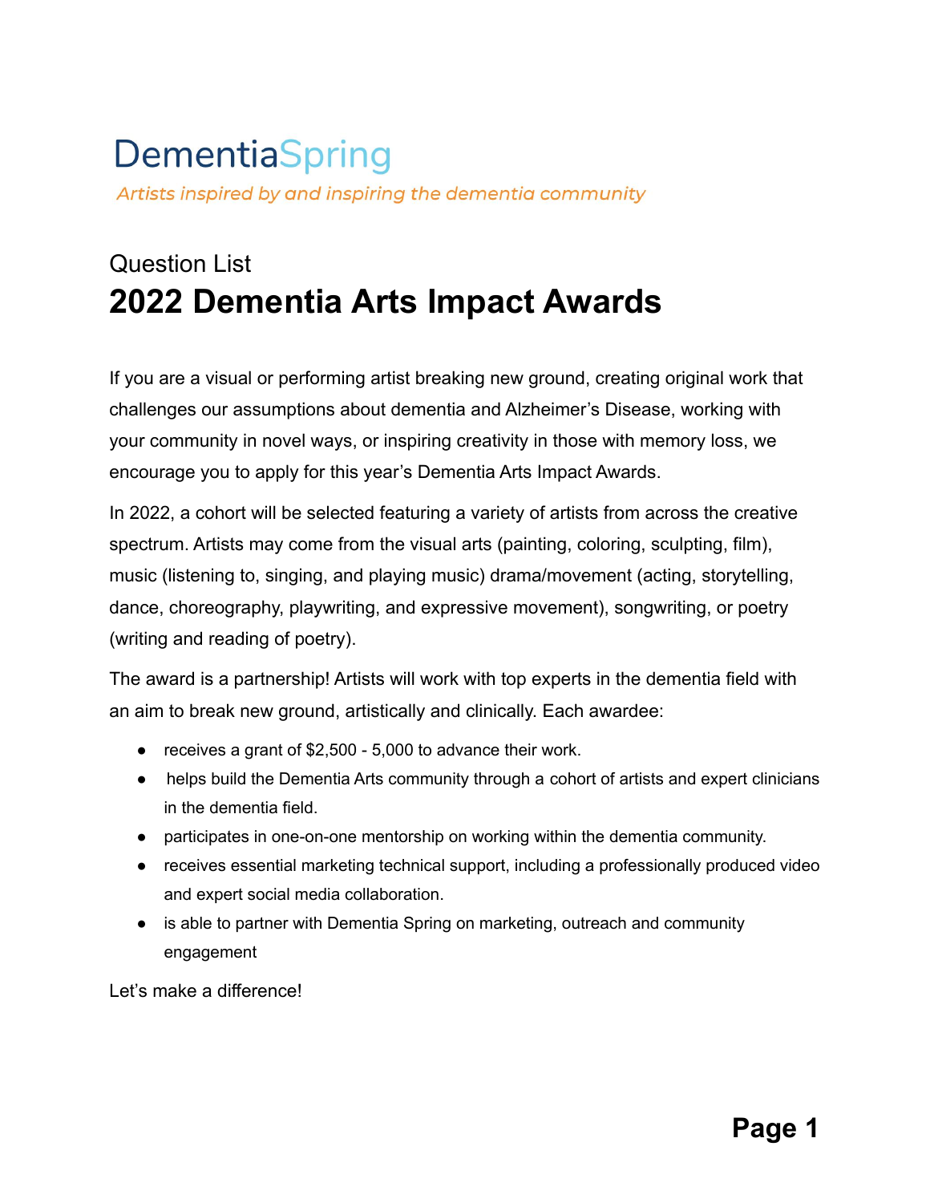DementiaSpring

*Artists inspired by and inspiring the dementia community*

Question List

# 2022 Dementia Arts Impact Awards

If you are a visual or performing artist breaking new ground, creating original work that challenges our assumptions about dementia and Alzheimer's Disease, working with your community in novel ways, or inspiring creativity in those with memory loss, we encourage you to apply for this year's Dementia Arts Impact Awards.

In 2022, a cohort will be selected featuring a variety of artists from across the creative spectrum. Artists may come from the visual arts (painting, coloring, sculpting, film), music (listening to, singing, and playing music) drama/movement (acting, storytelling, dance, choreography, playwriting, and expressive movement), songwriting, or poetry (writing and reading of poetry).

The award is a partnership! Artists will work with top experts in the dementia field with an aim to break new ground, artistically and clinically. Each awardee:

- receives a grant of $2,500 - 5,000 to advance their work.
- helps build the Dementia Arts community through a cohort of artists and expert clinicians in the dementia field.
- participates in one-on-one mentorship on working within the dementia community.
- receives essential marketing technical support, including a professionally produced video and expert social media collaboration.
- is able to partner with Dementia Spring on marketing, outreach and community engagement

Let's make a difference!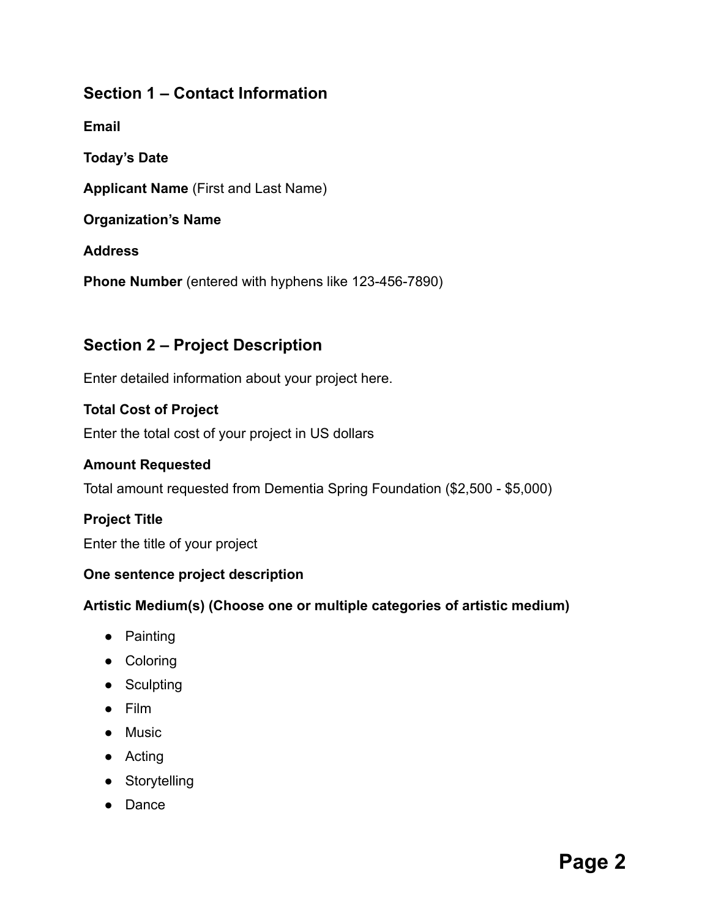## Section 1 – Contact Information

**Email**

**Today's Date**

**Applicant Name** (First and Last Name)

**Organization's Name**

**Address**

**Phone Number** (entered with hyphens like 123-456-7890)

## Section 2 – Project Description

Enter detailed information about your project here.

**Total Cost of Project**

Enter the total cost of your project in US dollars

**Amount Requested**

Total amount requested from Dementia Spring Foundation ($2,500 - $5,000)

**Project Title**

Enter the title of your project

**One sentence project description**

**Artistic Medium(s) (Choose one or multiple categories of artistic medium)**

- Painting
- Coloring
- Sculpting
- Film
- Music
- Acting
- Storytelling
- Dance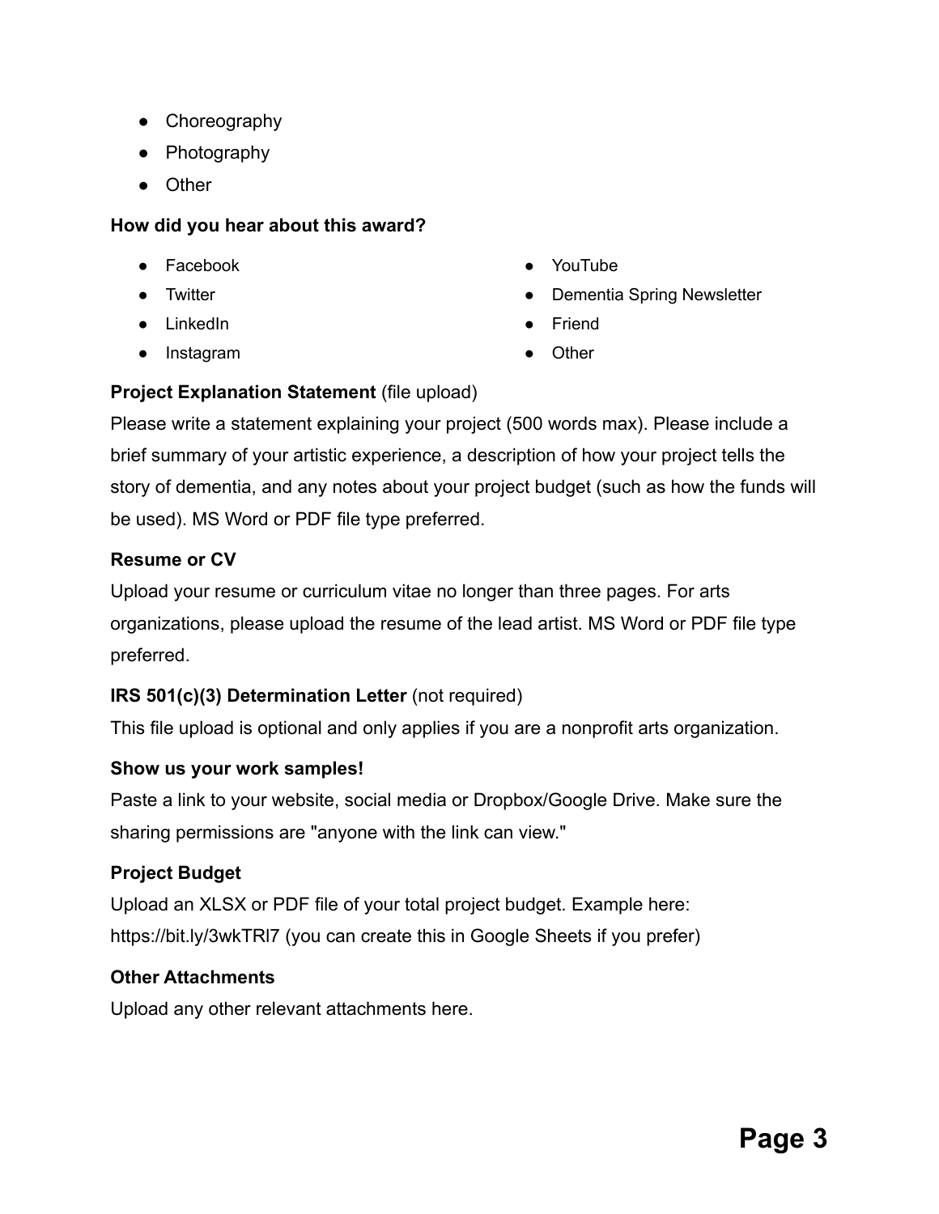- Choreography
- Photography
- Other

**How did you hear about this award?**

- Facebook
- Twitter
- LinkedIn
- Instagram
- YouTube
- Dementia Spring Newsletter
- Friend
- Other

**Project Explanation Statement** (file upload)

Please write a statement explaining your project (500 words max). Please include a brief summary of your artistic experience, a description of how your project tells the story of dementia, and any notes about your project budget (such as how the funds will be used). MS Word or PDF file type preferred.

**Resume or CV**

Upload your resume or curriculum vitae no longer than three pages. For arts organizations, please upload the resume of the lead artist. MS Word or PDF file type preferred.

**IRS 501(c)(3) Determination Letter** (not required)

This file upload is optional and only applies if you are a nonprofit arts organization.

**Show us your work samples!**

Paste a link to your website, social media or Dropbox/Google Drive. Make sure the sharing permissions are "anyone with the link can view."

**Project Budget**

Upload an XLSX or PDF file of your total project budget. Example here: https://bit.ly/3wkTRl7 (you can create this in Google Sheets if you prefer)

**Other Attachments**

Upload any other relevant attachments here.